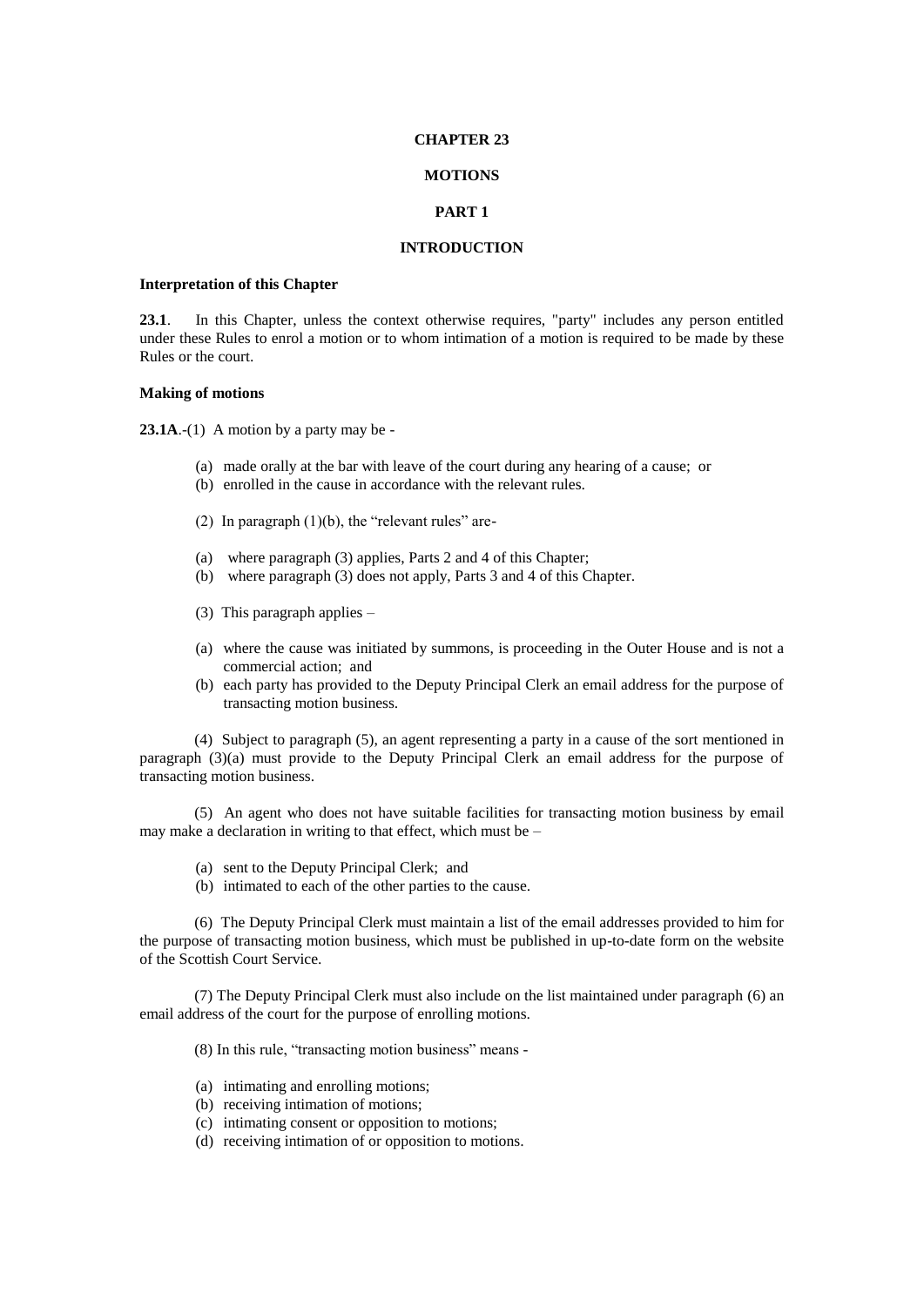# CHAPTER 23

# MOTIONS

## PART 1

## INTRODUCTION

**Interpretation of this Chapter**

**23.1**. In this Chapter, unless the context otherwise requires, "party" includes any person entitled under these Rules to enrol a motion or to whom intimation of a motion is required to be made by these Rules or the court.

**Making of motions**

**23.1A**.-(1) A motion by a party may be -

(a) made orally at the bar with leave of the court during any hearing of a cause; or
(b) enrolled in the cause in accordance with the relevant rules.

(2) In paragraph (1)(b), the "relevant rules" are-

(a) where paragraph (3) applies, Parts 2 and 4 of this Chapter;
(b) where paragraph (3) does not apply, Parts 3 and 4 of this Chapter.

(3) This paragraph applies –

(a) where the cause was initiated by summons, is proceeding in the Outer House and is not a commercial action; and
(b) each party has provided to the Deputy Principal Clerk an email address for the purpose of transacting motion business.

(4) Subject to paragraph (5), an agent representing a party in a cause of the sort mentioned in paragraph (3)(a) must provide to the Deputy Principal Clerk an email address for the purpose of transacting motion business.

(5) An agent who does not have suitable facilities for transacting motion business by email may make a declaration in writing to that effect, which must be –

(a) sent to the Deputy Principal Clerk; and
(b) intimated to each of the other parties to the cause.

(6) The Deputy Principal Clerk must maintain a list of the email addresses provided to him for the purpose of transacting motion business, which must be published in up-to-date form on the website of the Scottish Court Service.

(7) The Deputy Principal Clerk must also include on the list maintained under paragraph (6) an email address of the court for the purpose of enrolling motions.

(8) In this rule, "transacting motion business" means -

(a) intimating and enrolling motions;
(b) receiving intimation of motions;
(c) intimating consent or opposition to motions;
(d) receiving intimation of or opposition to motions.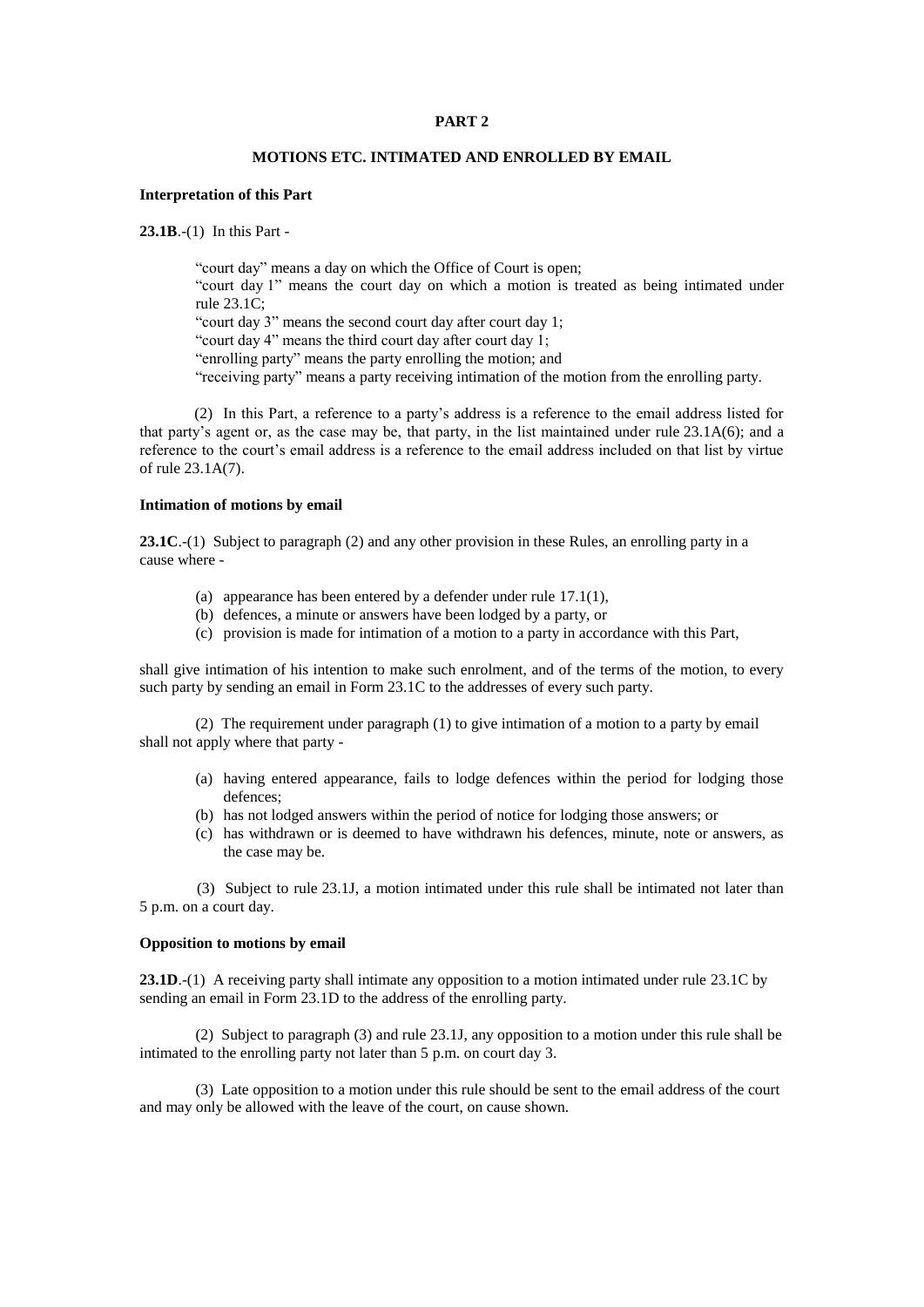## PART 2

### MOTIONS ETC. INTIMATED AND ENROLLED BY EMAIL

**Interpretation of this Part**

**23.1B**.-(1) In this Part -

"court day" means a day on which the Office of Court is open;
"court day 1" means the court day on which a motion is treated as being intimated under rule 23.1C;
"court day 3" means the second court day after court day 1;
"court day 4" means the third court day after court day 1;
"enrolling party" means the party enrolling the motion; and
"receiving party" means a party receiving intimation of the motion from the enrolling party.

(2) In this Part, a reference to a party's address is a reference to the email address listed for that party's agent or, as the case may be, that party, in the list maintained under rule 23.1A(6); and a reference to the court's email address is a reference to the email address included on that list by virtue of rule 23.1A(7).

**Intimation of motions by email**

**23.1C**.-(1) Subject to paragraph (2) and any other provision in these Rules, an enrolling party in a cause where -

(a) appearance has been entered by a defender under rule 17.1(1),
(b) defences, a minute or answers have been lodged by a party, or
(c) provision is made for intimation of a motion to a party in accordance with this Part,

shall give intimation of his intention to make such enrolment, and of the terms of the motion, to every such party by sending an email in Form 23.1C to the addresses of every such party.

(2) The requirement under paragraph (1) to give intimation of a motion to a party by email shall not apply where that party -

(a) having entered appearance, fails to lodge defences within the period for lodging those defences;
(b) has not lodged answers within the period of notice for lodging those answers; or
(c) has withdrawn or is deemed to have withdrawn his defences, minute, note or answers, as the case may be.

(3) Subject to rule 23.1J, a motion intimated under this rule shall be intimated not later than 5 p.m. on a court day.

**Opposition to motions by email**

**23.1D**.-(1) A receiving party shall intimate any opposition to a motion intimated under rule 23.1C by sending an email in Form 23.1D to the address of the enrolling party.

(2) Subject to paragraph (3) and rule 23.1J, any opposition to a motion under this rule shall be intimated to the enrolling party not later than 5 p.m. on court day 3.

(3) Late opposition to a motion under this rule should be sent to the email address of the court and may only be allowed with the leave of the court, on cause shown.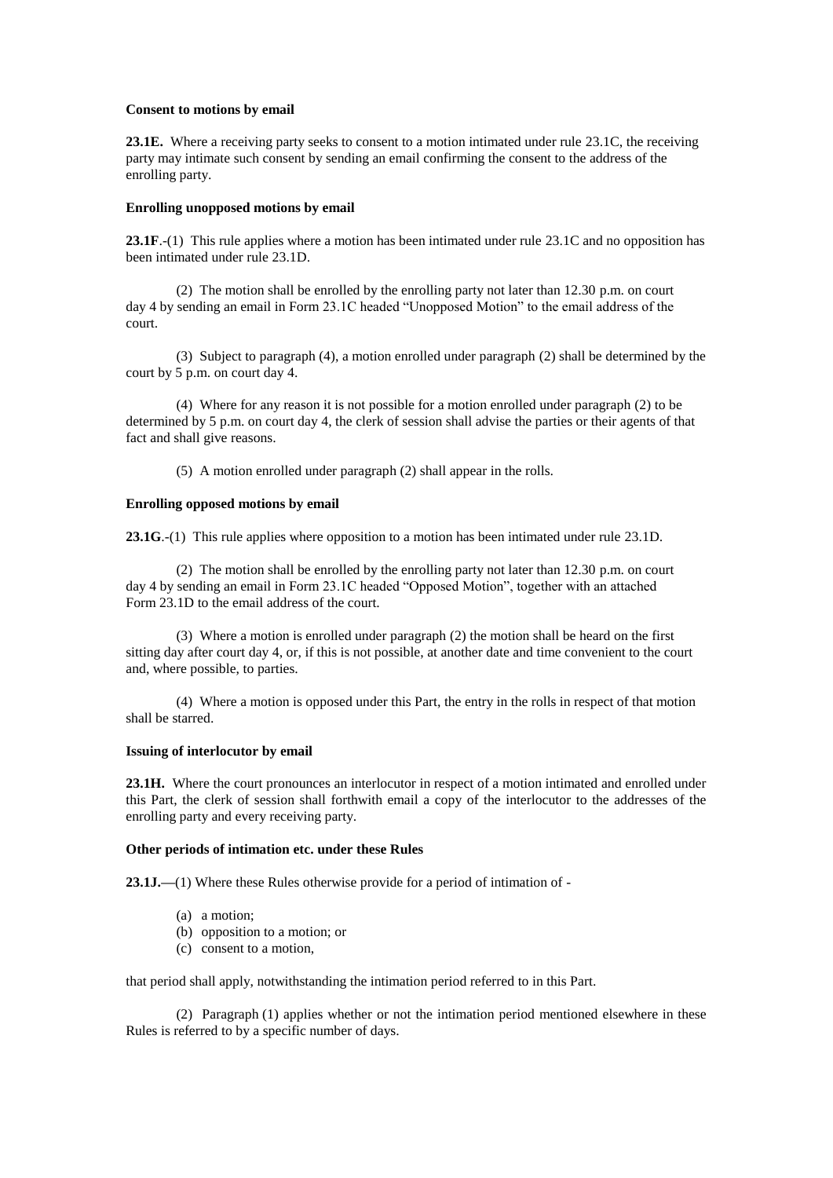**Consent to motions by email**

**23.1E.** Where a receiving party seeks to consent to a motion intimated under rule 23.1C, the receiving party may intimate such consent by sending an email confirming the consent to the address of the enrolling party.

**Enrolling unopposed motions by email**

**23.1F**.-(1) This rule applies where a motion has been intimated under rule 23.1C and no opposition has been intimated under rule 23.1D.

(2) The motion shall be enrolled by the enrolling party not later than 12.30 p.m. on court day 4 by sending an email in Form 23.1C headed "Unopposed Motion" to the email address of the court.

(3) Subject to paragraph (4), a motion enrolled under paragraph (2) shall be determined by the court by 5 p.m. on court day 4.

(4) Where for any reason it is not possible for a motion enrolled under paragraph (2) to be determined by 5 p.m. on court day 4, the clerk of session shall advise the parties or their agents of that fact and shall give reasons.

(5) A motion enrolled under paragraph (2) shall appear in the rolls.

**Enrolling opposed motions by email**

**23.1G**.-(1) This rule applies where opposition to a motion has been intimated under rule 23.1D.

(2) The motion shall be enrolled by the enrolling party not later than 12.30 p.m. on court day 4 by sending an email in Form 23.1C headed "Opposed Motion", together with an attached Form 23.1D to the email address of the court.

(3) Where a motion is enrolled under paragraph (2) the motion shall be heard on the first sitting day after court day 4, or, if this is not possible, at another date and time convenient to the court and, where possible, to parties.

(4) Where a motion is opposed under this Part, the entry in the rolls in respect of that motion shall be starred.

**Issuing of interlocutor by email**

**23.1H.** Where the court pronounces an interlocutor in respect of a motion intimated and enrolled under this Part, the clerk of session shall forthwith email a copy of the interlocutor to the addresses of the enrolling party and every receiving party.

**Other periods of intimation etc. under these Rules**

**23.1J.—**(1) Where these Rules otherwise provide for a period of intimation of -

(a) a motion;
(b) opposition to a motion; or
(c) consent to a motion,

that period shall apply, notwithstanding the intimation period referred to in this Part.

(2) Paragraph (1) applies whether or not the intimation period mentioned elsewhere in these Rules is referred to by a specific number of days.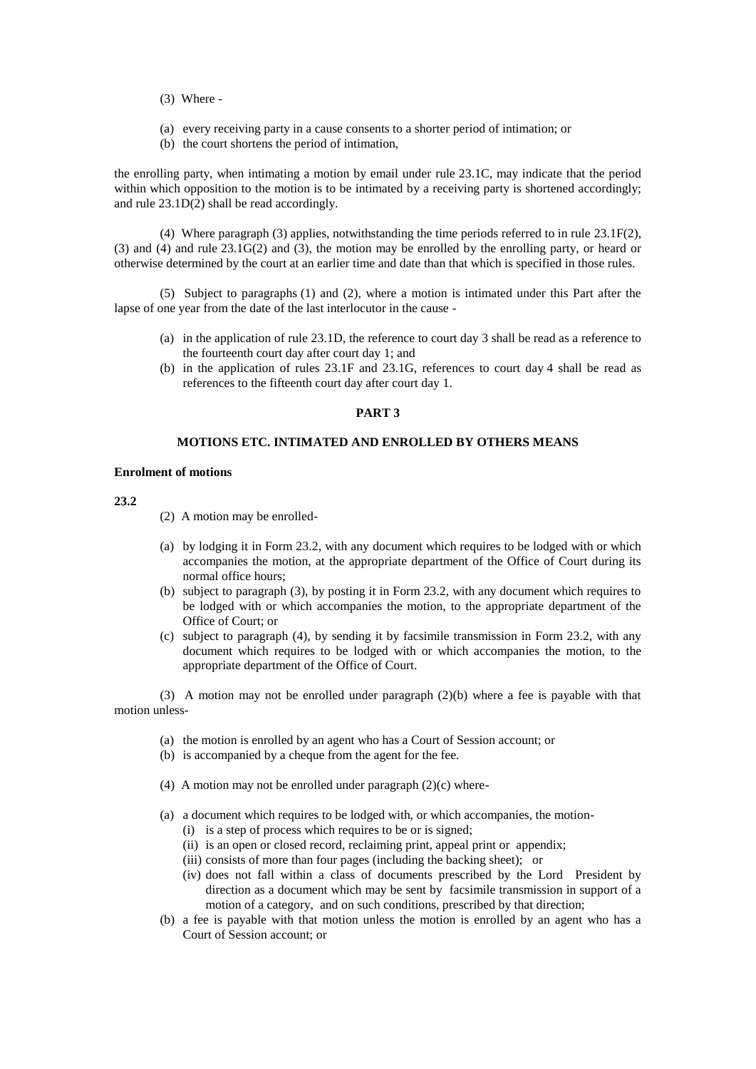(3) Where -

(a) every receiving party in a cause consents to a shorter period of intimation; or
(b) the court shortens the period of intimation,

the enrolling party, when intimating a motion by email under rule 23.1C, may indicate that the period within which opposition to the motion is to be intimated by a receiving party is shortened accordingly; and rule 23.1D(2) shall be read accordingly.

(4) Where paragraph (3) applies, notwithstanding the time periods referred to in rule 23.1F(2), (3) and (4) and rule 23.1G(2) and (3), the motion may be enrolled by the enrolling party, or heard or otherwise determined by the court at an earlier time and date than that which is specified in those rules.

(5) Subject to paragraphs (1) and (2), where a motion is intimated under this Part after the lapse of one year from the date of the last interlocutor in the cause -

(a) in the application of rule 23.1D, the reference to court day 3 shall be read as a reference to the fourteenth court day after court day 1; and
(b) in the application of rules 23.1F and 23.1G, references to court day 4 shall be read as references to the fifteenth court day after court day 1.

## PART 3

## MOTIONS ETC. INTIMATED AND ENROLLED BY OTHERS MEANS

**Enrolment of motions**

**23.2**

(2) A motion may be enrolled-

(a) by lodging it in Form 23.2, with any document which requires to be lodged with or which accompanies the motion, at the appropriate department of the Office of Court during its normal office hours;
(b) subject to paragraph (3), by posting it in Form 23.2, with any document which requires to be lodged with or which accompanies the motion, to the appropriate department of the Office of Court; or
(c) subject to paragraph (4), by sending it by facsimile transmission in Form 23.2, with any document which requires to be lodged with or which accompanies the motion, to the appropriate department of the Office of Court.

(3) A motion may not be enrolled under paragraph (2)(b) where a fee is payable with that motion unless-

(a) the motion is enrolled by an agent who has a Court of Session account; or
(b) is accompanied by a cheque from the agent for the fee.

(4) A motion may not be enrolled under paragraph (2)(c) where-

(a) a document which requires to be lodged with, or which accompanies, the motion-
   (i) is a step of process which requires to be or is signed;
   (ii) is an open or closed record, reclaiming print, appeal print or appendix;
   (iii) consists of more than four pages (including the backing sheet); or
   (iv) does not fall within a class of documents prescribed by the Lord President by direction as a document which may be sent by facsimile transmission in support of a motion of a category, and on such conditions, prescribed by that direction;
(b) a fee is payable with that motion unless the motion is enrolled by an agent who has a Court of Session account; or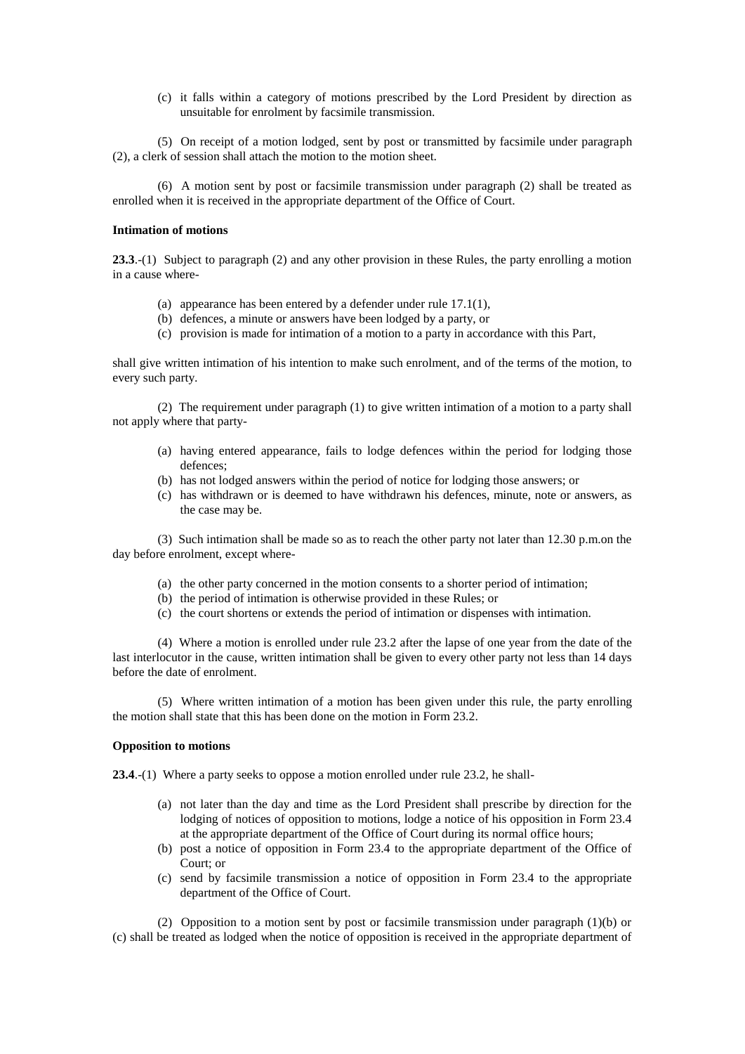(c) it falls within a category of motions prescribed by the Lord President by direction as unsuitable for enrolment by facsimile transmission.

(5) On receipt of a motion lodged, sent by post or transmitted by facsimile under paragraph (2), a clerk of session shall attach the motion to the motion sheet.

(6) A motion sent by post or facsimile transmission under paragraph (2) shall be treated as enrolled when it is received in the appropriate department of the Office of Court.

**Intimation of motions**

**23.3**.-(1) Subject to paragraph (2) and any other provision in these Rules, the party enrolling a motion in a cause where-

- (a) appearance has been entered by a defender under rule 17.1(1),
- (b) defences, a minute or answers have been lodged by a party, or
- (c) provision is made for intimation of a motion to a party in accordance with this Part,

shall give written intimation of his intention to make such enrolment, and of the terms of the motion, to every such party.

(2) The requirement under paragraph (1) to give written intimation of a motion to a party shall not apply where that party-

- (a) having entered appearance, fails to lodge defences within the period for lodging those defences;
- (b) has not lodged answers within the period of notice for lodging those answers; or
- (c) has withdrawn or is deemed to have withdrawn his defences, minute, note or answers, as the case may be.

(3) Such intimation shall be made so as to reach the other party not later than 12.30 p.m.on the day before enrolment, except where-

- (a) the other party concerned in the motion consents to a shorter period of intimation;
- (b) the period of intimation is otherwise provided in these Rules; or
- (c) the court shortens or extends the period of intimation or dispenses with intimation.

(4) Where a motion is enrolled under rule 23.2 after the lapse of one year from the date of the last interlocutor in the cause, written intimation shall be given to every other party not less than 14 days before the date of enrolment.

(5) Where written intimation of a motion has been given under this rule, the party enrolling the motion shall state that this has been done on the motion in Form 23.2.

**Opposition to motions**

**23.4**.-(1) Where a party seeks to oppose a motion enrolled under rule 23.2, he shall-

- (a) not later than the day and time as the Lord President shall prescribe by direction for the lodging of notices of opposition to motions, lodge a notice of his opposition in Form 23.4 at the appropriate department of the Office of Court during its normal office hours;
- (b) post a notice of opposition in Form 23.4 to the appropriate department of the Office of Court; or
- (c) send by facsimile transmission a notice of opposition in Form 23.4 to the appropriate department of the Office of Court.

(2) Opposition to a motion sent by post or facsimile transmission under paragraph (1)(b) or (c) shall be treated as lodged when the notice of opposition is received in the appropriate department of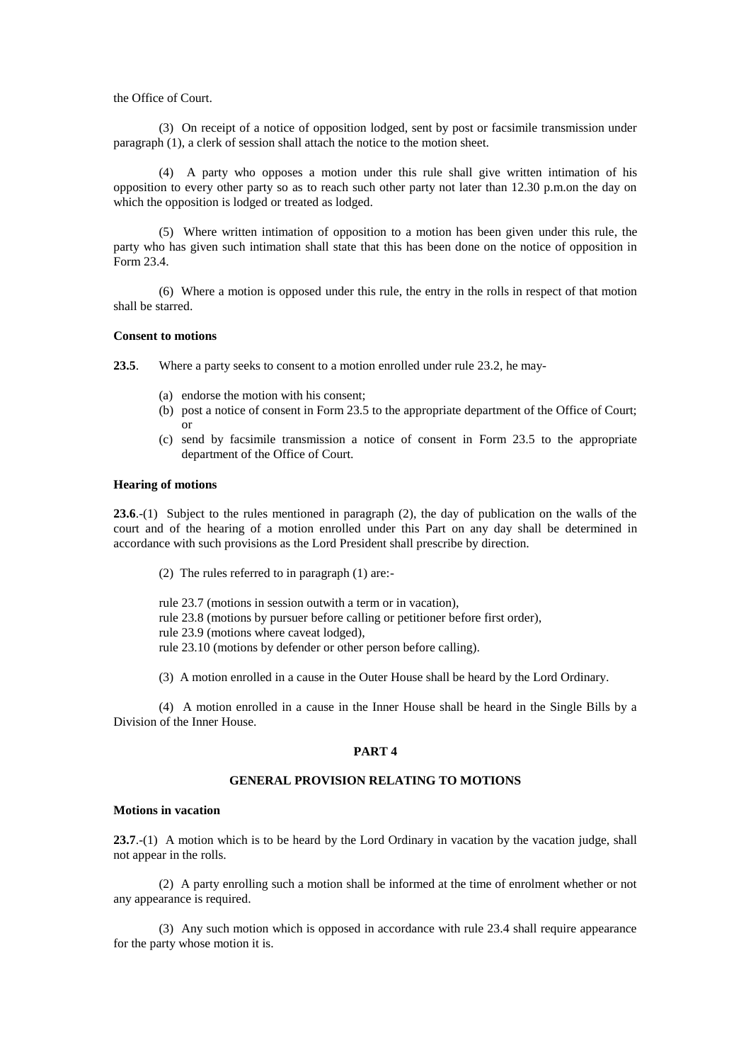the Office of Court.

(3) On receipt of a notice of opposition lodged, sent by post or facsimile transmission under paragraph (1), a clerk of session shall attach the notice to the motion sheet.

(4) A party who opposes a motion under this rule shall give written intimation of his opposition to every other party so as to reach such other party not later than 12.30 p.m.on the day on which the opposition is lodged or treated as lodged.

(5) Where written intimation of opposition to a motion has been given under this rule, the party who has given such intimation shall state that this has been done on the notice of opposition in Form 23.4.

(6) Where a motion is opposed under this rule, the entry in the rolls in respect of that motion shall be starred.

**Consent to motions**

**23.5**. Where a party seeks to consent to a motion enrolled under rule 23.2, he may-

(a) endorse the motion with his consent;
(b) post a notice of consent in Form 23.5 to the appropriate department of the Office of Court; or
(c) send by facsimile transmission a notice of consent in Form 23.5 to the appropriate department of the Office of Court.

**Hearing of motions**

**23.6**.-(1) Subject to the rules mentioned in paragraph (2), the day of publication on the walls of the court and of the hearing of a motion enrolled under this Part on any day shall be determined in accordance with such provisions as the Lord President shall prescribe by direction.

(2) The rules referred to in paragraph (1) are:-

rule 23.7 (motions in session outwith a term or in vacation),
rule 23.8 (motions by pursuer before calling or petitioner before first order),
rule 23.9 (motions where caveat lodged),
rule 23.10 (motions by defender or other person before calling).

(3) A motion enrolled in a cause in the Outer House shall be heard by the Lord Ordinary.

(4) A motion enrolled in a cause in the Inner House shall be heard in the Single Bills by a Division of the Inner House.

**PART 4**

**GENERAL PROVISION RELATING TO MOTIONS**

**Motions in vacation**

**23.7**.-(1) A motion which is to be heard by the Lord Ordinary in vacation by the vacation judge, shall not appear in the rolls.

(2) A party enrolling such a motion shall be informed at the time of enrolment whether or not any appearance is required.

(3) Any such motion which is opposed in accordance with rule 23.4 shall require appearance for the party whose motion it is.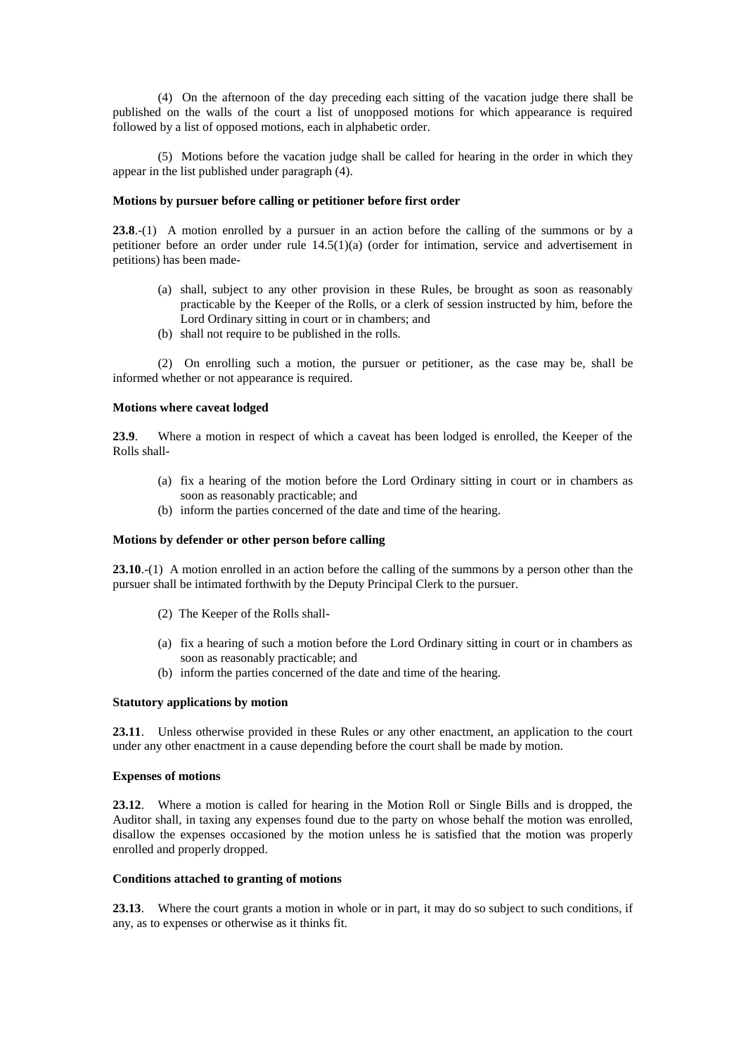(4) On the afternoon of the day preceding each sitting of the vacation judge there shall be published on the walls of the court a list of unopposed motions for which appearance is required followed by a list of opposed motions, each in alphabetic order.

(5) Motions before the vacation judge shall be called for hearing in the order in which they appear in the list published under paragraph (4).

**Motions by pursuer before calling or petitioner before first order**

**23.8**.-(1) A motion enrolled by a pursuer in an action before the calling of the summons or by a petitioner before an order under rule 14.5(1)(a) (order for intimation, service and advertisement in petitions) has been made-

- (a) shall, subject to any other provision in these Rules, be brought as soon as reasonably practicable by the Keeper of the Rolls, or a clerk of session instructed by him, before the Lord Ordinary sitting in court or in chambers; and
- (b) shall not require to be published in the rolls.

(2) On enrolling such a motion, the pursuer or petitioner, as the case may be, shall be informed whether or not appearance is required.

**Motions where caveat lodged**

**23.9**. Where a motion in respect of which a caveat has been lodged is enrolled, the Keeper of the Rolls shall-

- (a) fix a hearing of the motion before the Lord Ordinary sitting in court or in chambers as soon as reasonably practicable; and
- (b) inform the parties concerned of the date and time of the hearing.

**Motions by defender or other person before calling**

**23.10**.-(1) A motion enrolled in an action before the calling of the summons by a person other than the pursuer shall be intimated forthwith by the Deputy Principal Clerk to the pursuer.

(2) The Keeper of the Rolls shall-

- (a) fix a hearing of such a motion before the Lord Ordinary sitting in court or in chambers as soon as reasonably practicable; and
- (b) inform the parties concerned of the date and time of the hearing.

**Statutory applications by motion**

**23.11**. Unless otherwise provided in these Rules or any other enactment, an application to the court under any other enactment in a cause depending before the court shall be made by motion.

**Expenses of motions**

**23.12**. Where a motion is called for hearing in the Motion Roll or Single Bills and is dropped, the Auditor shall, in taxing any expenses found due to the party on whose behalf the motion was enrolled, disallow the expenses occasioned by the motion unless he is satisfied that the motion was properly enrolled and properly dropped.

**Conditions attached to granting of motions**

**23.13**. Where the court grants a motion in whole or in part, it may do so subject to such conditions, if any, as to expenses or otherwise as it thinks fit.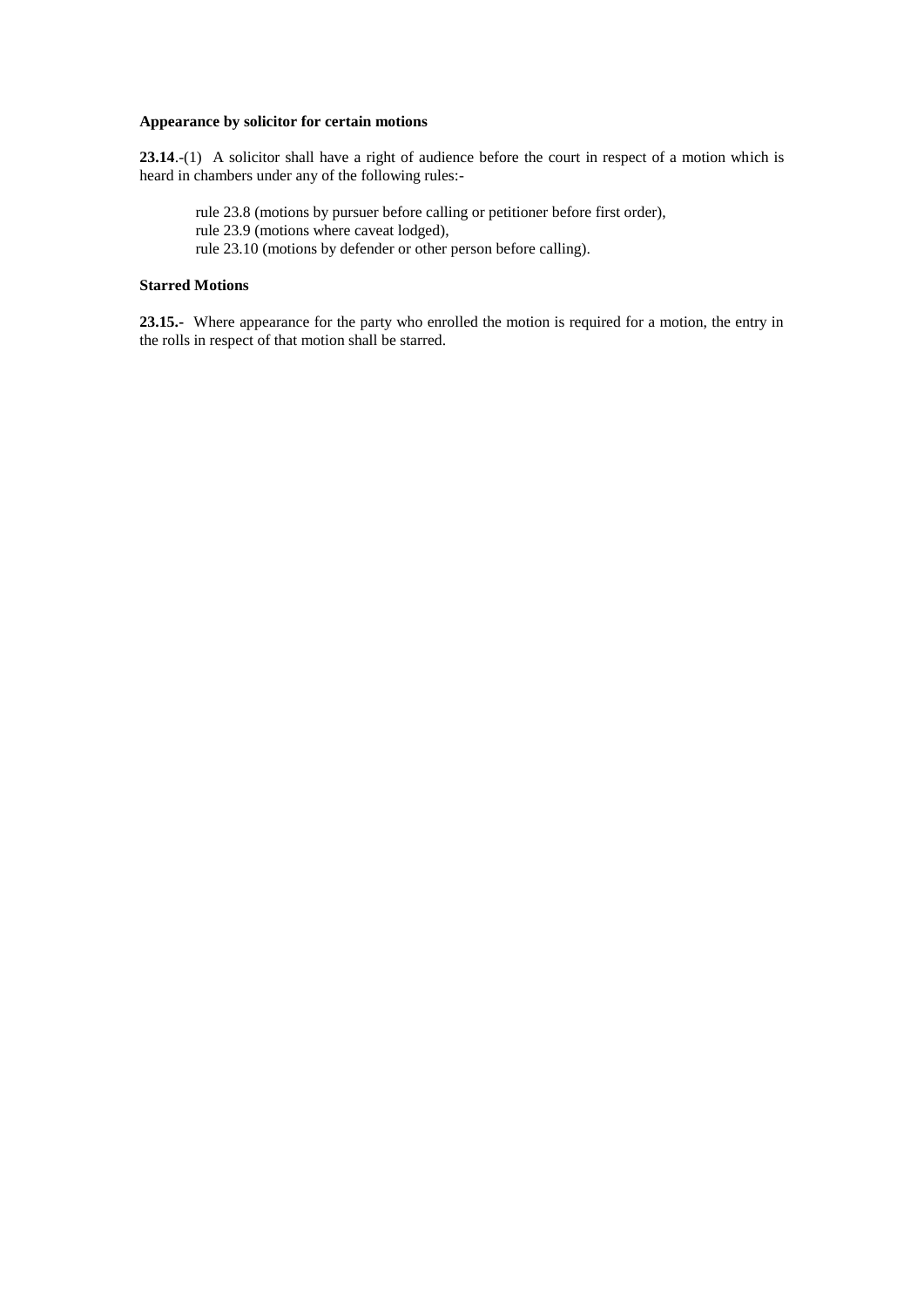**Appearance by solicitor for certain motions**

**23.14**.-(1) A solicitor shall have a right of audience before the court in respect of a motion which is heard in chambers under any of the following rules:-

rule 23.8 (motions by pursuer before calling or petitioner before first order),
rule 23.9 (motions where caveat lodged),
rule 23.10 (motions by defender or other person before calling).

**Starred Motions**

**23.15.-** Where appearance for the party who enrolled the motion is required for a motion, the entry in the rolls in respect of that motion shall be starred.